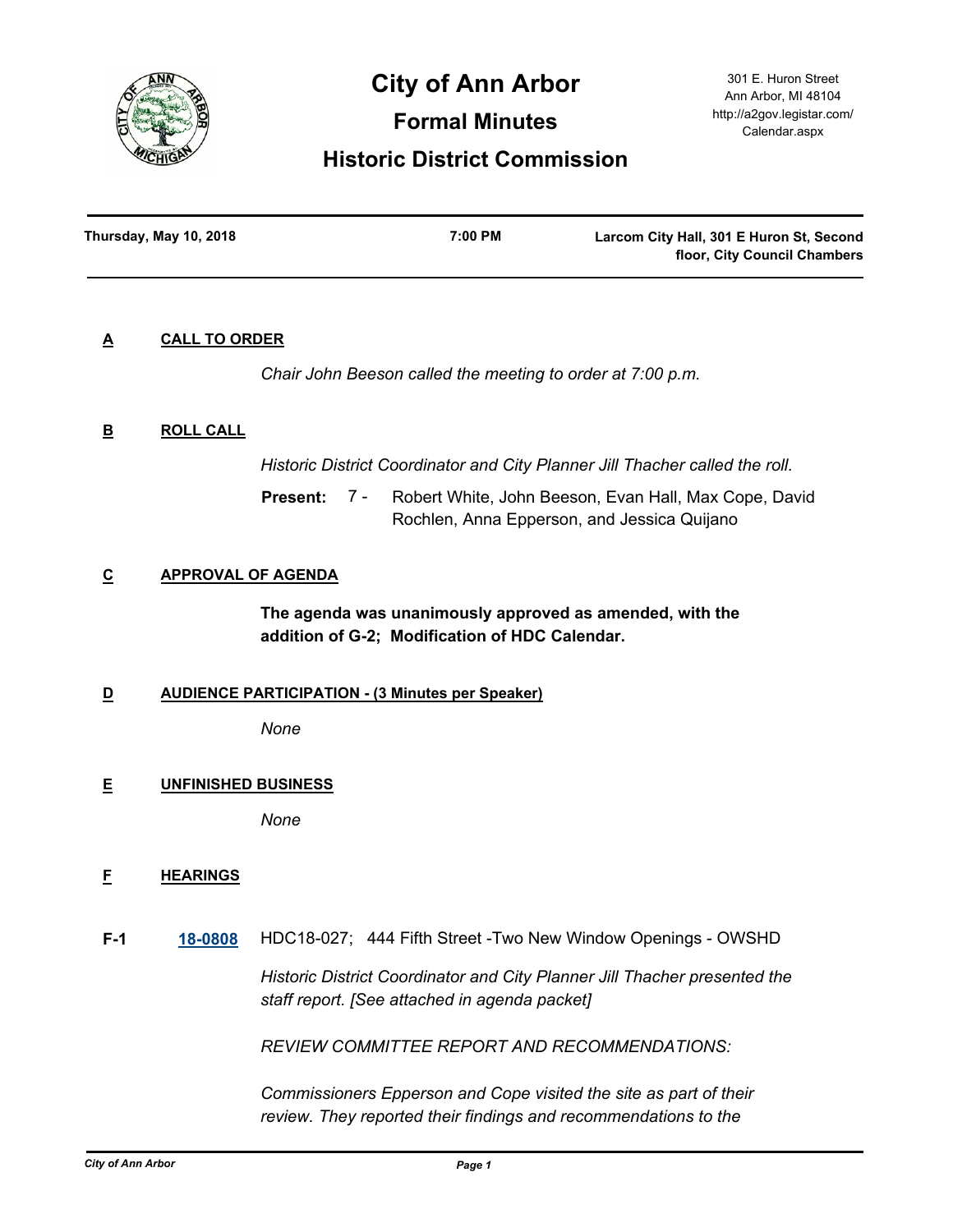# City of Ann Arbor

## Formal Minutes

## Historic District Commission

301 E. Huron Street
Ann Arbor, MI 48104
http://a2gov.legistar.com/Calendar.aspx

| Thursday, May 10, 2018 | 7:00 PM | Larcom City Hall, 301 E Huron St, Second floor, City Council Chambers |
|---|---|---|

### A CALL TO ORDER

*Chair John Beeson called the meeting to order at 7:00 p.m.*

### B ROLL CALL

*Historic District Coordinator and City Planner Jill Thacher called the roll.*

**Present:** 7 - Robert White, John Beeson, Evan Hall, Max Cope, David Rochlen, Anna Epperson, and Jessica Quijano

### C APPROVAL OF AGENDA

**The agenda was unanimously approved as amended, with the addition of G-2; Modification of HDC Calendar.**

### D AUDIENCE PARTICIPATION - (3 Minutes per Speaker)

*None*

### E UNFINISHED BUSINESS

*None*

### F HEARINGS

**F-1** [18-0808](18-0808) HDC18-027; 444 Fifth Street -Two New Window Openings - OWSHD

*Historic District Coordinator and City Planner Jill Thacher presented the staff report. [See attached in agenda packet]*

*REVIEW COMMITTEE REPORT AND RECOMMENDATIONS:*

*Commissioners Epperson and Cope visited the site as part of their review. They reported their findings and recommendations to the*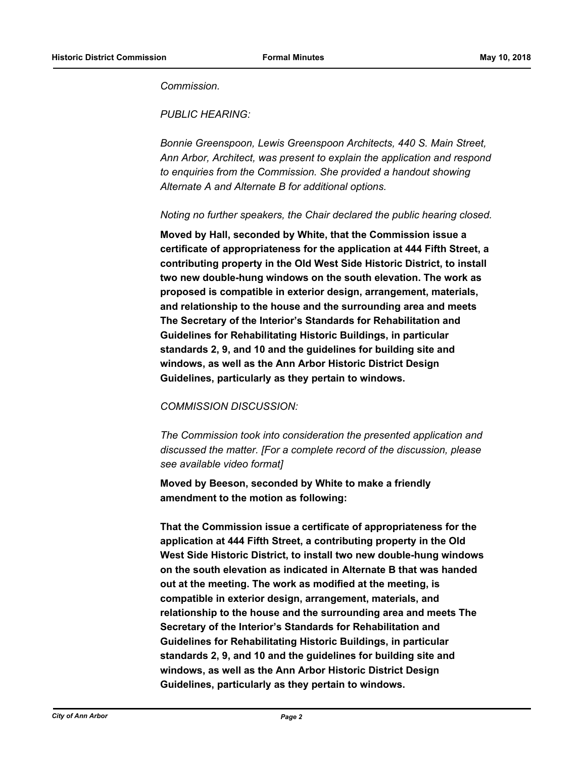*Commission.*

*PUBLIC HEARING:*

*Bonnie Greenspoon, Lewis Greenspoon Architects, 440 S. Main Street, Ann Arbor, Architect, was present to explain the application and respond to enquiries from the Commission. She provided a handout showing Alternate A and Alternate B for additional options.*

*Noting no further speakers, the Chair declared the public hearing closed.*

**Moved by Hall, seconded by White, that the Commission issue a certificate of appropriateness for the application at 444 Fifth Street, a contributing property in the Old West Side Historic District, to install two new double-hung windows on the south elevation. The work as proposed is compatible in exterior design, arrangement, materials, and relationship to the house and the surrounding area and meets The Secretary of the Interior's Standards for Rehabilitation and Guidelines for Rehabilitating Historic Buildings, in particular standards 2, 9, and 10 and the guidelines for building site and windows, as well as the Ann Arbor Historic District Design Guidelines, particularly as they pertain to windows.**

*COMMISSION DISCUSSION:*

*The Commission took into consideration the presented application and discussed the matter. [For a complete record of the discussion, please see available video format]*

**Moved by Beeson, seconded by White to make a friendly amendment to the motion as following:**

**That the Commission issue a certificate of appropriateness for the application at 444 Fifth Street, a contributing property in the Old West Side Historic District, to install two new double-hung windows on the south elevation as indicated in Alternate B that was handed out at the meeting. The work as modified at the meeting, is compatible in exterior design, arrangement, materials, and relationship to the house and the surrounding area and meets The Secretary of the Interior's Standards for Rehabilitation and Guidelines for Rehabilitating Historic Buildings, in particular standards 2, 9, and 10 and the guidelines for building site and windows, as well as the Ann Arbor Historic District Design Guidelines, particularly as they pertain to windows.**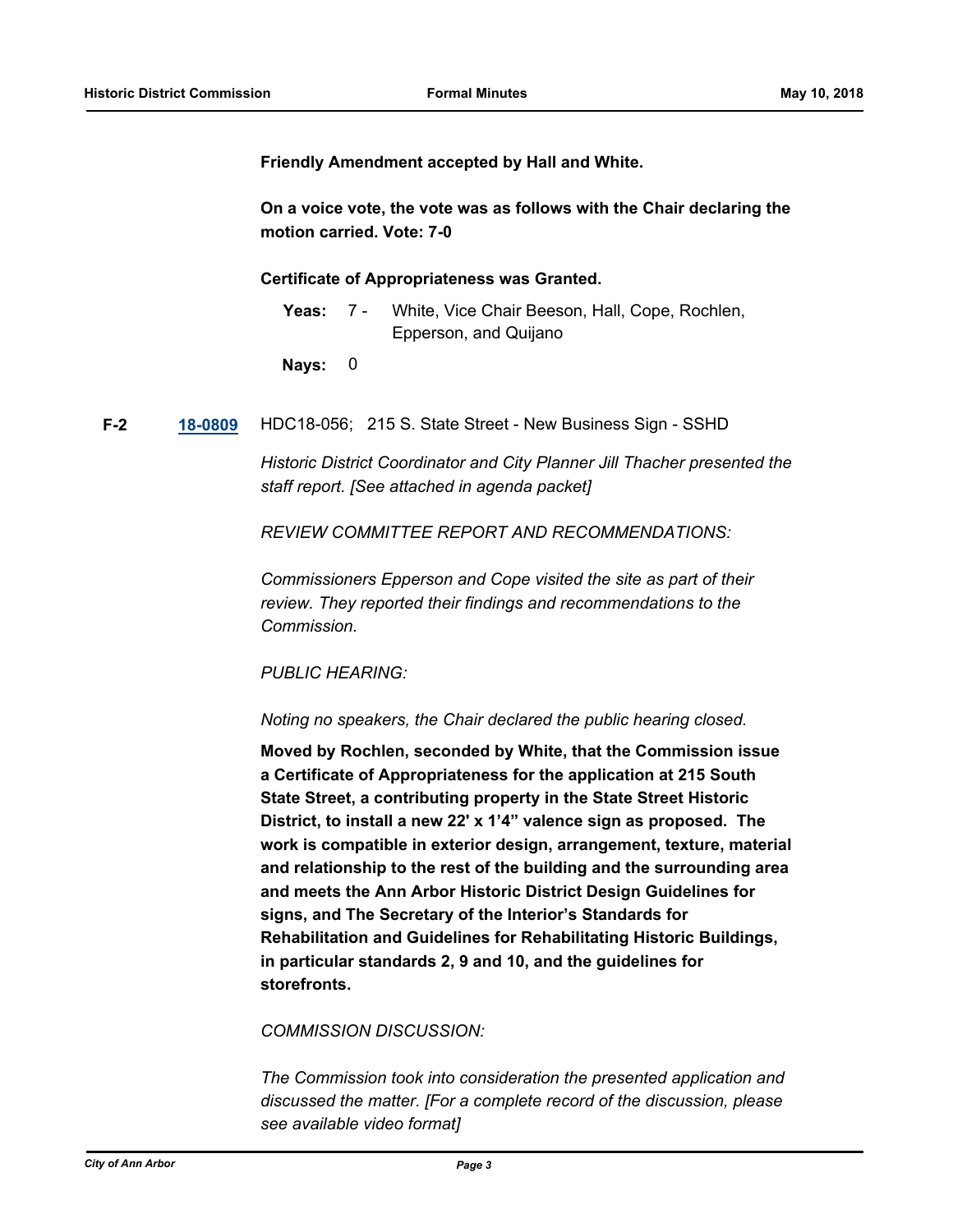**Friendly Amendment accepted by Hall and White.**

**On a voice vote, the vote was as follows with the Chair declaring the motion carried. Vote: 7-0**

**Certificate of Appropriateness was Granted.**

**Yeas:** 7 - White, Vice Chair Beeson, Hall, Cope, Rochlen, Epperson, and Quijano

**Nays:** 0

**F-2** [**18-0809**] HDC18-056; 215 S. State Street - New Business Sign - SSHD

*Historic District Coordinator and City Planner Jill Thacher presented the staff report. [See attached in agenda packet]*

*REVIEW COMMITTEE REPORT AND RECOMMENDATIONS:*

*Commissioners Epperson and Cope visited the site as part of their review. They reported their findings and recommendations to the Commission.*

*PUBLIC HEARING:*

*Noting no speakers, the Chair declared the public hearing closed.*

**Moved by Rochlen, seconded by White, that the Commission issue a Certificate of Appropriateness for the application at 215 South State Street, a contributing property in the State Street Historic District, to install a new 22' x 1'4" valence sign as proposed. The work is compatible in exterior design, arrangement, texture, material and relationship to the rest of the building and the surrounding area and meets the Ann Arbor Historic District Design Guidelines for signs, and The Secretary of the Interior's Standards for Rehabilitation and Guidelines for Rehabilitating Historic Buildings, in particular standards 2, 9 and 10, and the guidelines for storefronts.**

*COMMISSION DISCUSSION:*

*The Commission took into consideration the presented application and discussed the matter. [For a complete record of the discussion, please see available video format]*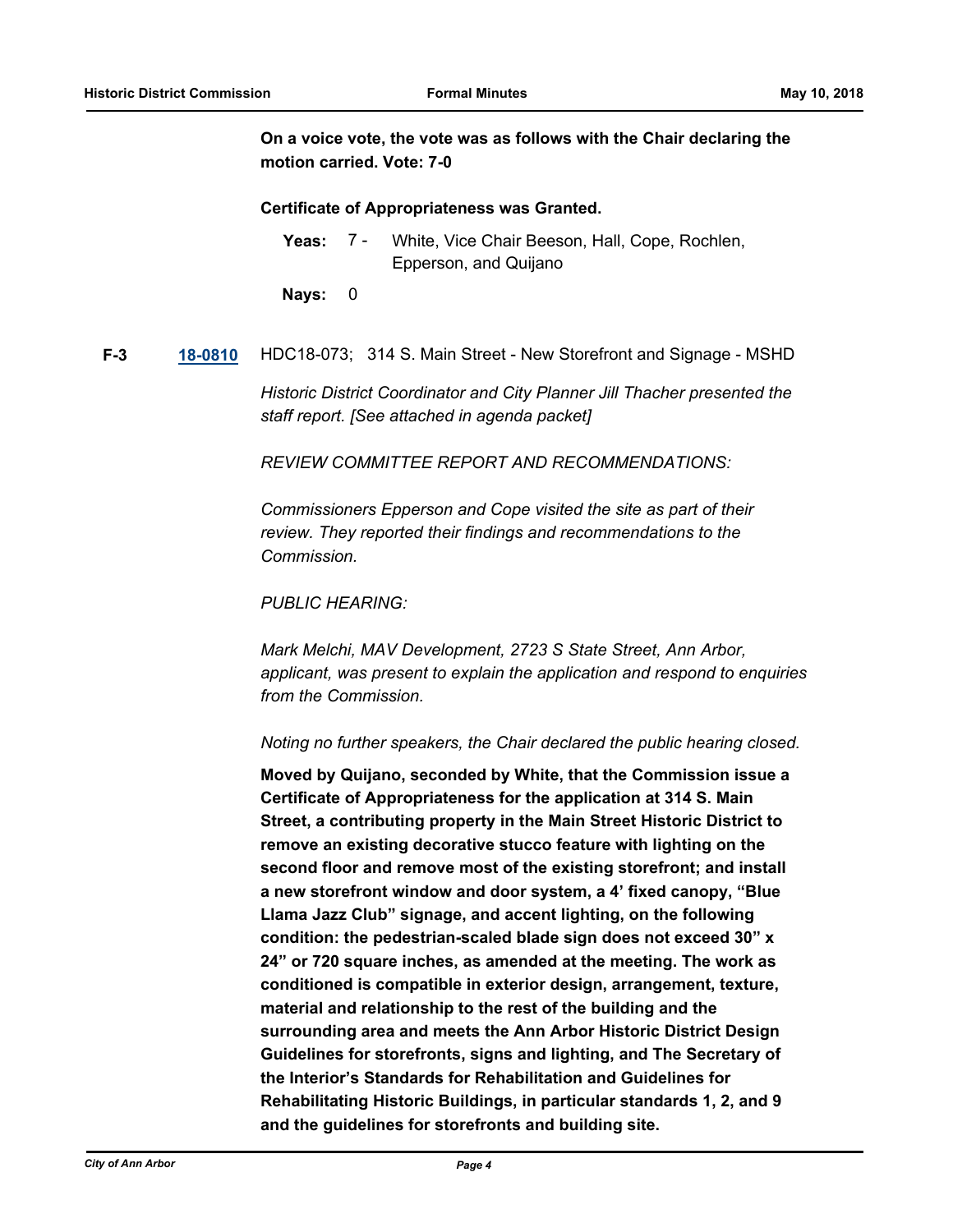**On a voice vote, the vote was as follows with the Chair declaring the motion carried. Vote: 7-0**

**Certificate of Appropriateness was Granted.**

**Yeas:** 7 - White, Vice Chair Beeson, Hall, Cope, Rochlen, Epperson, and Quijano

**Nays:** 0

**F-3** **18-0810** HDC18-073; 314 S. Main Street - New Storefront and Signage - MSHD

*Historic District Coordinator and City Planner Jill Thacher presented the staff report. [See attached in agenda packet]*

*REVIEW COMMITTEE REPORT AND RECOMMENDATIONS:*

*Commissioners Epperson and Cope visited the site as part of their review. They reported their findings and recommendations to the Commission.*

*PUBLIC HEARING:*

*Mark Melchi, MAV Development, 2723 S State Street, Ann Arbor, applicant, was present to explain the application and respond to enquiries from the Commission.*

*Noting no further speakers, the Chair declared the public hearing closed.*

**Moved by Quijano, seconded by White, that the Commission issue a Certificate of Appropriateness for the application at 314 S. Main Street, a contributing property in the Main Street Historic District to remove an existing decorative stucco feature with lighting on the second floor and remove most of the existing storefront; and install a new storefront window and door system, a 4' fixed canopy, "Blue Llama Jazz Club" signage, and accent lighting, on the following condition: the pedestrian-scaled blade sign does not exceed 30" x 24" or 720 square inches, as amended at the meeting. The work as conditioned is compatible in exterior design, arrangement, texture, material and relationship to the rest of the building and the surrounding area and meets the Ann Arbor Historic District Design Guidelines for storefronts, signs and lighting, and The Secretary of the Interior's Standards for Rehabilitation and Guidelines for Rehabilitating Historic Buildings, in particular standards 1, 2, and 9 and the guidelines for storefronts and building site.**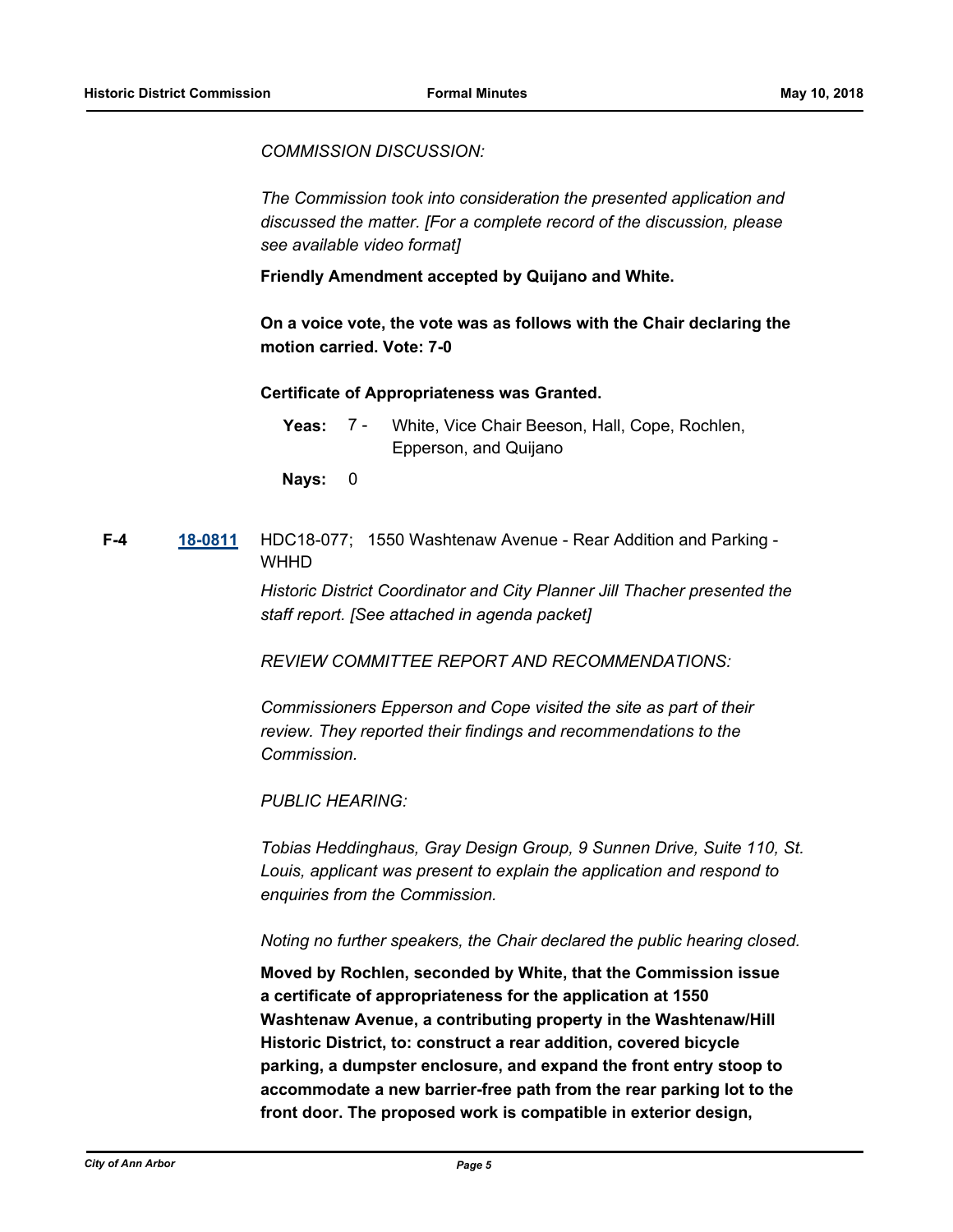*COMMISSION DISCUSSION:*

*The Commission took into consideration the presented application and discussed the matter. [For a complete record of the discussion, please see available video format]*

**Friendly Amendment accepted by Quijano and White.**

**On a voice vote, the vote was as follows with the Chair declaring the motion carried. Vote: 7-0**

**Certificate of Appropriateness was Granted.**

**Yeas:** 7 - White, Vice Chair Beeson, Hall, Cope, Rochlen, Epperson, and Quijano

**Nays:** 0

**F-4** **18-0811** HDC18-077; 1550 Washtenaw Avenue - Rear Addition and Parking - WHHD

*Historic District Coordinator and City Planner Jill Thacher presented the staff report. [See attached in agenda packet]*

*REVIEW COMMITTEE REPORT AND RECOMMENDATIONS:*

*Commissioners Epperson and Cope visited the site as part of their review. They reported their findings and recommendations to the Commission.*

*PUBLIC HEARING:*

*Tobias Heddinghaus, Gray Design Group, 9 Sunnen Drive, Suite 110, St. Louis, applicant was present to explain the application and respond to enquiries from the Commission.*

*Noting no further speakers, the Chair declared the public hearing closed.*

**Moved by Rochlen, seconded by White, that the Commission issue a certificate of appropriateness for the application at 1550 Washtenaw Avenue, a contributing property in the Washtenaw/Hill Historic District, to: construct a rear addition, covered bicycle parking, a dumpster enclosure, and expand the front entry stoop to accommodate a new barrier-free path from the rear parking lot to the front door. The proposed work is compatible in exterior design,**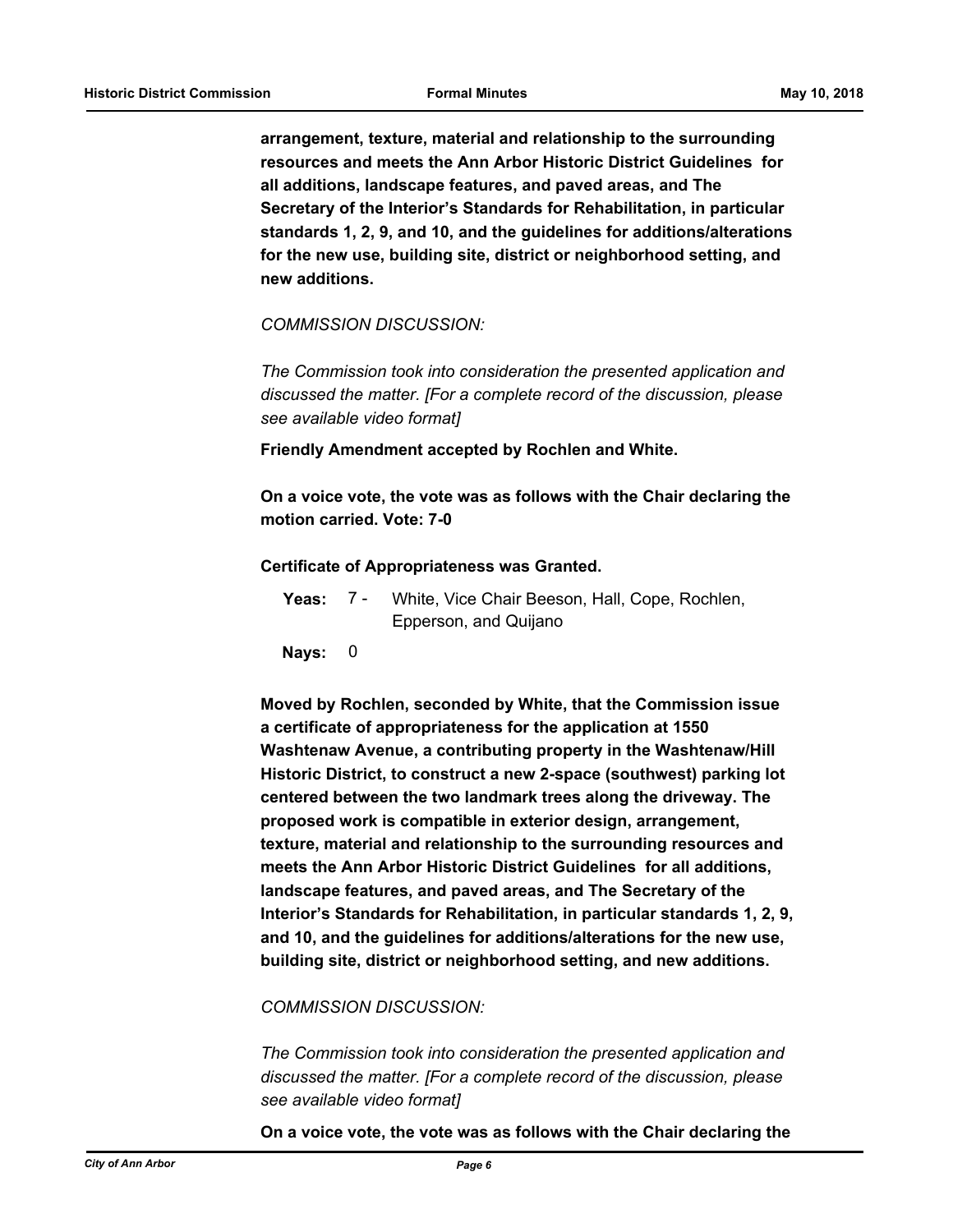**arrangement, texture, material and relationship to the surrounding resources and meets the Ann Arbor Historic District Guidelines for all additions, landscape features, and paved areas, and The Secretary of the Interior's Standards for Rehabilitation, in particular standards 1, 2, 9, and 10, and the guidelines for additions/alterations for the new use, building site, district or neighborhood setting, and new additions.**

*COMMISSION DISCUSSION:*

*The Commission took into consideration the presented application and discussed the matter. [For a complete record of the discussion, please see available video format]*

**Friendly Amendment accepted by Rochlen and White.**

**On a voice vote, the vote was as follows with the Chair declaring the motion carried. Vote: 7-0**

**Certificate of Appropriateness was Granted.**

**Yeas:** 7 - White, Vice Chair Beeson, Hall, Cope, Rochlen, Epperson, and Quijano

**Nays:** 0

**Moved by Rochlen, seconded by White, that the Commission issue a certificate of appropriateness for the application at 1550 Washtenaw Avenue, a contributing property in the Washtenaw/Hill Historic District, to construct a new 2-space (southwest) parking lot centered between the two landmark trees along the driveway. The proposed work is compatible in exterior design, arrangement, texture, material and relationship to the surrounding resources and meets the Ann Arbor Historic District Guidelines for all additions, landscape features, and paved areas, and The Secretary of the Interior's Standards for Rehabilitation, in particular standards 1, 2, 9, and 10, and the guidelines for additions/alterations for the new use, building site, district or neighborhood setting, and new additions.**

*COMMISSION DISCUSSION:*

*The Commission took into consideration the presented application and discussed the matter. [For a complete record of the discussion, please see available video format]*

**On a voice vote, the vote was as follows with the Chair declaring the**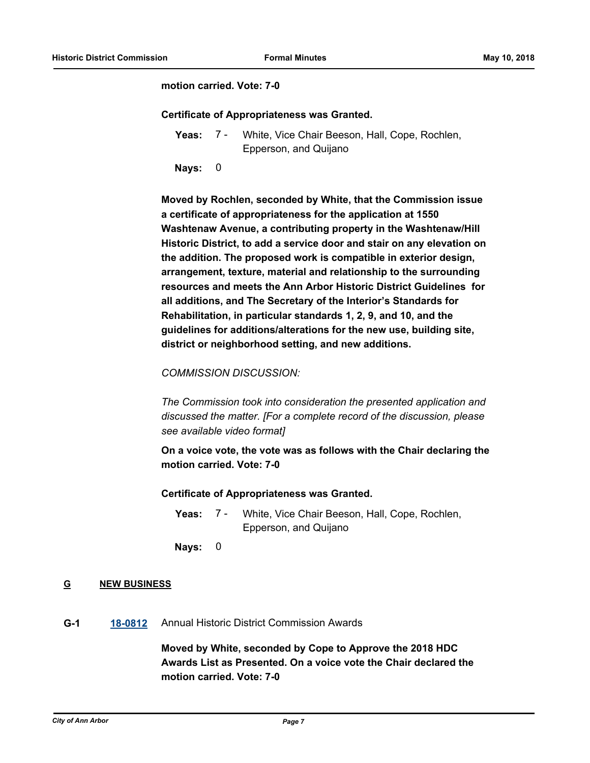**motion carried. Vote: 7-0**

**Certificate of Appropriateness was Granted.**

**Yeas:** 7 - White, Vice Chair Beeson, Hall, Cope, Rochlen, Epperson, and Quijano

**Nays:** 0

**Moved by Rochlen, seconded by White, that the Commission issue a certificate of appropriateness for the application at 1550 Washtenaw Avenue, a contributing property in the Washtenaw/Hill Historic District, to add a service door and stair on any elevation on the addition. The proposed work is compatible in exterior design, arrangement, texture, material and relationship to the surrounding resources and meets the Ann Arbor Historic District Guidelines for all additions, and The Secretary of the Interior's Standards for Rehabilitation, in particular standards 1, 2, 9, and 10, and the guidelines for additions/alterations for the new use, building site, district or neighborhood setting, and new additions.**

*COMMISSION DISCUSSION:*

*The Commission took into consideration the presented application and discussed the matter. [For a complete record of the discussion, please see available video format]*

**On a voice vote, the vote was as follows with the Chair declaring the motion carried. Vote: 7-0**

**Certificate of Appropriateness was Granted.**

**Yeas:** 7 - White, Vice Chair Beeson, Hall, Cope, Rochlen, Epperson, and Quijano

**Nays:** 0

## G NEW BUSINESS

**G-1** **18-0812** Annual Historic District Commission Awards

**Moved by White, seconded by Cope to Approve the 2018 HDC Awards List as Presented. On a voice vote the Chair declared the motion carried. Vote: 7-0**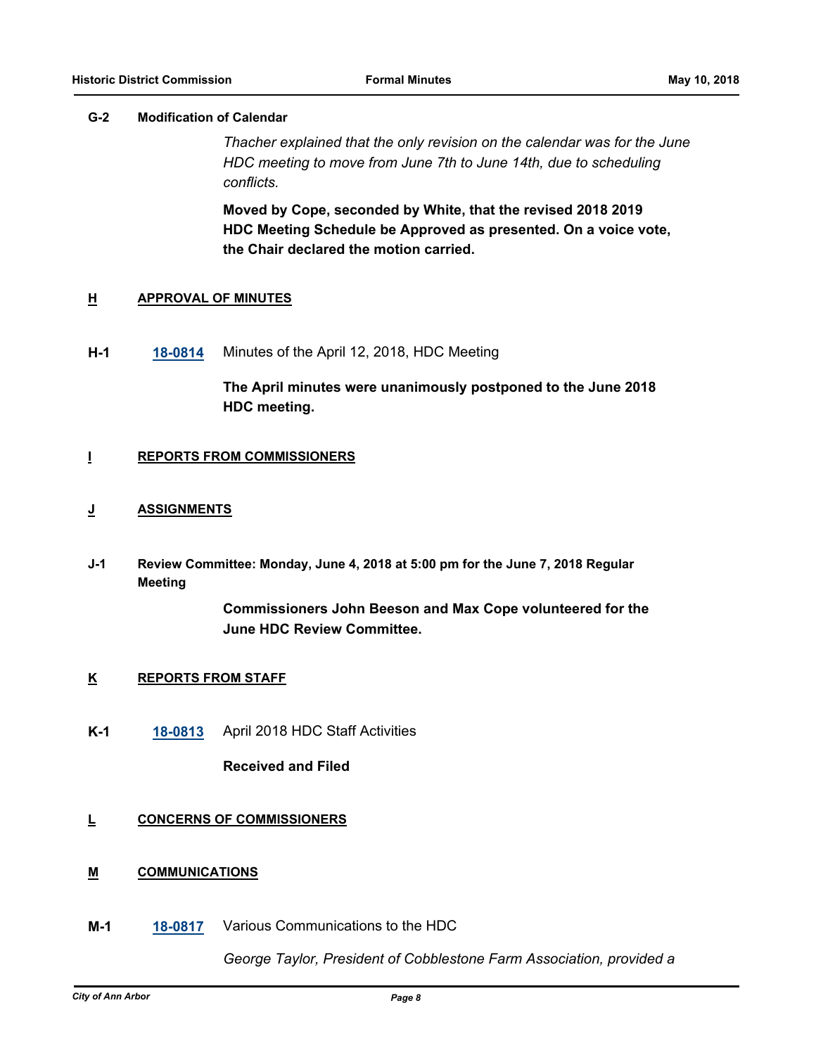**G-2 Modification of Calendar**

*Thacher explained that the only revision on the calendar was for the June HDC meeting to move from June 7th to June 14th, due to scheduling conflicts.*

**Moved by Cope, seconded by White, that the revised 2018 2019 HDC Meeting Schedule be Approved as presented. On a voice vote, the Chair declared the motion carried.**

## H APPROVAL OF MINUTES

**H-1** 18-0814 Minutes of the April 12, 2018, HDC Meeting

**The April minutes were unanimously postponed to the June 2018 HDC meeting.**

## I REPORTS FROM COMMISSIONERS

## J ASSIGNMENTS

**J-1 Review Committee: Monday, June 4, 2018 at 5:00 pm for the June 7, 2018 Regular Meeting**

**Commissioners John Beeson and Max Cope volunteered for the June HDC Review Committee.**

## K REPORTS FROM STAFF

**K-1** 18-0813 April 2018 HDC Staff Activities

**Received and Filed**

## L CONCERNS OF COMMISSIONERS

## M COMMUNICATIONS

**M-1** 18-0817 Various Communications to the HDC

*George Taylor, President of Cobblestone Farm Association, provided a*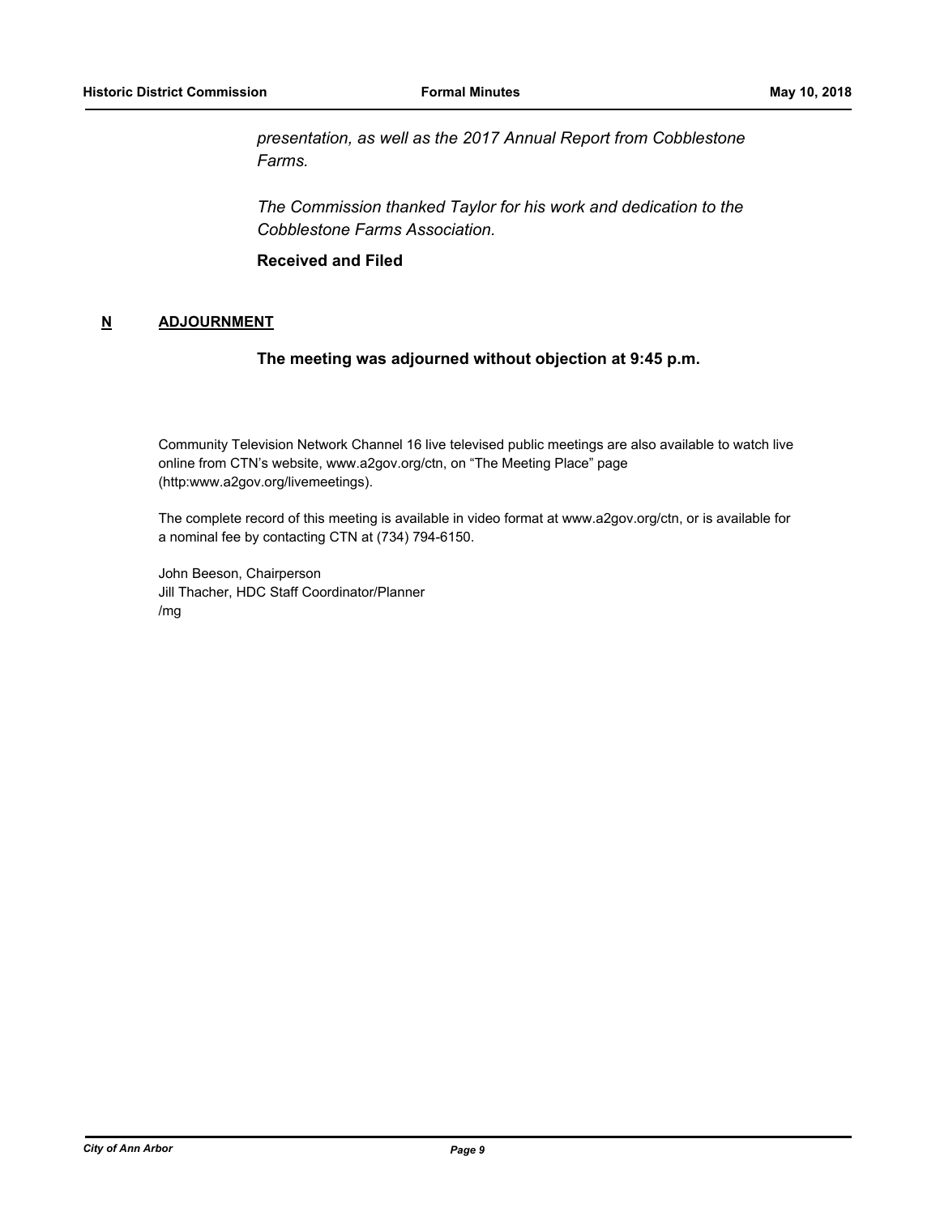*presentation, as well as the 2017 Annual Report from Cobblestone Farms.*

*The Commission thanked Taylor for his work and dedication to the Cobblestone Farms Association.*

**Received and Filed**

## N ADJOURNMENT

**The meeting was adjourned without objection at 9:45 p.m.**

Community Television Network Channel 16 live televised public meetings are also available to watch live online from CTN's website, www.a2gov.org/ctn, on "The Meeting Place" page (http:www.a2gov.org/livemeetings).

The complete record of this meeting is available in video format at www.a2gov.org/ctn, or is available for a nominal fee by contacting CTN at (734) 794-6150.

John Beeson, Chairperson
Jill Thacher, HDC Staff Coordinator/Planner
/mg